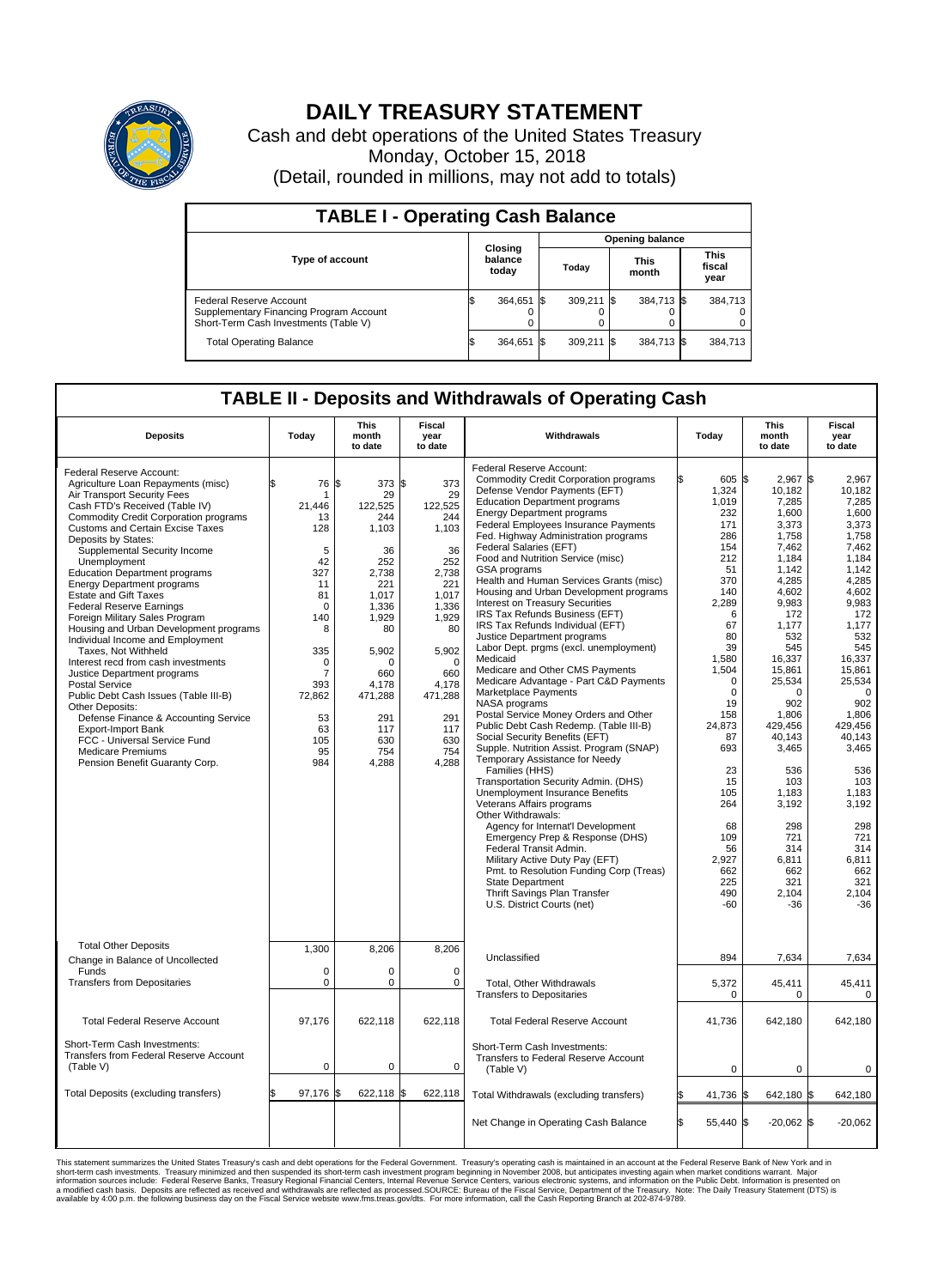# DAILY TREASURY STATEMENT

Cash and debt operations of the United States Treasury

Monday, October 15, 2018

(Detail, rounded in millions, may not add to totals)

## TABLE I - Operating Cash Balance

| Type of account | Closing balance today | Opening balance Today | Opening balance This month | Opening balance This fiscal year |
|---|---|---|---|---|
| Federal Reserve Account | $ 364,651 | $ 309,211 | $ 384,713 | $ 384,713 |
| Supplementary Financing Program Account | 0 | 0 | 0 | 0 |
| Short-Term Cash Investments (Table V) | 0 | 0 | 0 | 0 |
| Total Operating Balance | $ 364,651 | $ 309,211 | $ 384,713 | $ 384,713 |

## TABLE II - Deposits and Withdrawals of Operating Cash

| Deposits | Today | This month to date | Fiscal year to date |
|---|---|---|---|
| Federal Reserve Account: | | | |
| Agriculture Loan Repayments (misc) | $ 76 | $ 373 | $ 373 |
| Air Transport Security Fees | 1 | 29 | 29 |
| Cash FTD's Received (Table IV) | 21,446 | 122,525 | 122,525 |
| Commodity Credit Corporation programs | 13 | 244 | 244 |
| Customs and Certain Excise Taxes | 128 | 1,103 | 1,103 |
| Deposits by States: | | | |
| Supplemental Security Income | 5 | 36 | 36 |
| Unemployment | 42 | 252 | 252 |
| Education Department programs | 327 | 2,738 | 2,738 |
| Energy Department programs | 11 | 221 | 221 |
| Estate and Gift Taxes | 81 | 1,017 | 1,017 |
| Federal Reserve Earnings | 0 | 1,336 | 1,336 |
| Foreign Military Sales Program | 140 | 1,929 | 1,929 |
| Housing and Urban Development programs | 8 | 80 | 80 |
| Individual Income and Employment Taxes, Not Withheld | 335 | 5,902 | 5,902 |
| Interest recd from cash investments | 0 | 0 | 0 |
| Justice Department programs | 7 | 660 | 660 |
| Postal Service | 393 | 4,178 | 4,178 |
| Public Debt Cash Issues (Table III-B) | 72,862 | 471,288 | 471,288 |
| Other Deposits: | | | |
| Defense Finance & Accounting Service | 53 | 291 | 291 |
| Export-Import Bank | 63 | 117 | 117 |
| FCC - Universal Service Fund | 105 | 630 | 630 |
| Medicare Premiums | 95 | 754 | 754 |
| Pension Benefit Guaranty Corp. | 984 | 4,288 | 4,288 |
| Total Other Deposits | 1,300 | 8,206 | 8,206 |
| Change in Balance of Uncollected Funds | 0 | 0 | 0 |
| Transfers from Depositaries | 0 | 0 | 0 |
| Total Federal Reserve Account | 97,176 | 622,118 | 622,118 |
| Short-Term Cash Investments: Transfers from Federal Reserve Account (Table V) | 0 | 0 | 0 |
| Total Deposits (excluding transfers) | $ 97,176 | $ 622,118 | $ 622,118 |

| Withdrawals | Today | This month to date | Fiscal year to date |
|---|---|---|---|
| Federal Reserve Account: | | | |
| Commodity Credit Corporation programs | $ 605 | $ 2,967 | $ 2,967 |
| Defense Vendor Payments (EFT) | 1,324 | 10,182 | 10,182 |
| Education Department programs | 1,019 | 7,285 | 7,285 |
| Energy Department programs | 232 | 1,600 | 1,600 |
| Federal Employees Insurance Payments | 171 | 3,373 | 3,373 |
| Fed. Highway Administration programs | 286 | 1,758 | 1,758 |
| Federal Salaries (EFT) | 154 | 7,462 | 7,462 |
| Food and Nutrition Service (misc) | 212 | 1,184 | 1,184 |
| GSA programs | 51 | 1,142 | 1,142 |
| Health and Human Services Grants (misc) | 370 | 4,285 | 4,285 |
| Housing and Urban Development programs | 140 | 4,602 | 4,602 |
| Interest on Treasury Securities | 2,289 | 9,983 | 9,983 |
| IRS Tax Refunds Business (EFT) | 6 | 172 | 172 |
| IRS Tax Refunds Individual (EFT) | 67 | 1,177 | 1,177 |
| Justice Department programs | 80 | 532 | 532 |
| Labor Dept. prgms (excl. unemployment) | 39 | 545 | 545 |
| Medicaid | 1,580 | 16,337 | 16,337 |
| Medicare and Other CMS Payments | 1,504 | 15,861 | 15,861 |
| Medicare Advantage - Part C&D Payments | 0 | 25,534 | 25,534 |
| Marketplace Payments | 0 | 0 | 0 |
| NASA programs | 19 | 902 | 902 |
| Postal Service Money Orders and Other | 158 | 1,806 | 1,806 |
| Public Debt Cash Redemp. (Table III-B) | 24,873 | 429,456 | 429,456 |
| Social Security Benefits (EFT) | 87 | 40,143 | 40,143 |
| Supple. Nutrition Assist. Program (SNAP) | 693 | 3,465 | 3,465 |
| Temporary Assistance for Needy Families (HHS) | 23 | 536 | 536 |
| Transportation Security Admin. (DHS) | 15 | 103 | 103 |
| Unemployment Insurance Benefits | 105 | 1,183 | 1,183 |
| Veterans Affairs programs | 264 | 3,192 | 3,192 |
| Other Withdrawals: | | | |
| Agency for Internat'l Development | 68 | 298 | 298 |
| Emergency Prep & Response (DHS) | 109 | 721 | 721 |
| Federal Transit Admin. | 56 | 314 | 314 |
| Military Active Duty Pay (EFT) | 2,927 | 6,811 | 6,811 |
| Pmt. to Resolution Funding Corp (Treas) | 662 | 662 | 662 |
| State Department | 225 | 321 | 321 |
| Thrift Savings Plan Transfer | 490 | 2,104 | 2,104 |
| U.S. District Courts (net) | -60 | -36 | -36 |
| Unclassified | 894 | 7,634 | 7,634 |
| Total, Other Withdrawals | 5,372 | 45,411 | 45,411 |
| Transfers to Depositaries | 0 | 0 | 0 |
| Total Federal Reserve Account | 41,736 | 642,180 | 642,180 |
| Short-Term Cash Investments: Transfers to Federal Reserve Account (Table V) | 0 | 0 | 0 |
| Total Withdrawals (excluding transfers) | $ 41,736 | $ 642,180 | $ 642,180 |
| Net Change in Operating Cash Balance | $ 55,440 | $ -20,062 | $ -20,062 |

This statement summarizes the United States Treasury's cash and debt operations for the Federal Government. Treasury's operating cash is maintained in an account at the Federal Reserve Bank of New York and in short-term cash investments. Treasury minimized and then suspended its short-term cash investment program beginning in November 2008, but anticipates investing again when market conditions warrant. Major information sources include: Federal Reserve Banks, Treasury Regional Financial Centers, Internal Revenue Service Centers, various electronic systems, and information on the Public Debt. Information is presented on a modified cash basis. Deposits are reflected as received and withdrawals are reflected as processed.SOURCE: Bureau of the Fiscal Service, Department of the Treasury. Note: The Daily Treasury Statement (DTS) is available by 4:00 p.m. the following business day on the Fiscal Service website www.fms.treas.gov/dts. For more information, call the Cash Reporting Branch at 202-874-9789.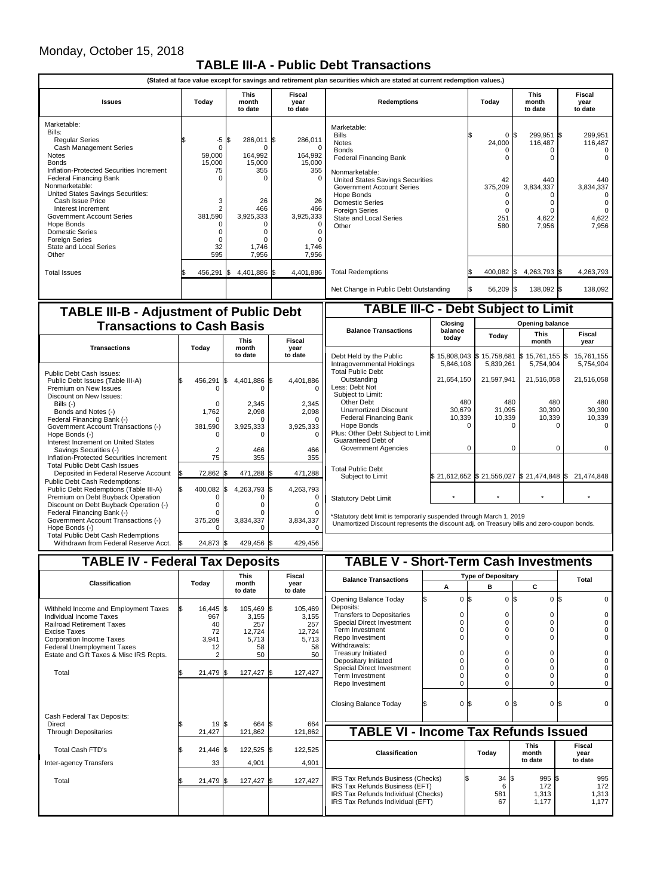Monday, October 15, 2018

# TABLE III-A - Public Debt Transactions

(Stated at face value except for savings and retirement plan securities which are stated at current redemption values.)

| Issues | Today | This month to date | Fiscal year to date |
|---|---|---|---|
| Marketable: | | | |
| Bills: | | | |
| Regular Series | $ -5 | $ 286,011 | $ 286,011 |
| Cash Management Series | 0 | 0 | 0 |
| Notes | 59,000 | 164,992 | 164,992 |
| Bonds | 15,000 | 15,000 | 15,000 |
| Inflation-Protected Securities Increment | 75 | 355 | 355 |
| Federal Financing Bank | 0 | 0 | 0 |
| Nonmarketable: | | | |
| United States Savings Securities: | | | |
| Cash Issue Price | 3 | 26 | 26 |
| Interest Increment | 2 | 466 | 466 |
| Government Account Series | 381,590 | 3,925,333 | 3,925,333 |
| Hope Bonds | 0 | 0 | 0 |
| Domestic Series | 0 | 0 | 0 |
| Foreign Series | 0 | 0 | 0 |
| State and Local Series | 32 | 1,746 | 1,746 |
| Other | 595 | 7,956 | 7,956 |
| Total Issues | $ 456,291 | $ 4,401,886 | $ 4,401,886 |

| Redemptions | Today | This month to date | Fiscal year to date |
|---|---|---|---|
| Marketable: | | | |
| Bills | $ 0 | $ 299,951 | $ 299,951 |
| Notes | 24,000 | 116,487 | 116,487 |
| Bonds | 0 | 0 | 0 |
| Federal Financing Bank | 0 | 0 | 0 |
| Nonmarketable: | | | |
| United States Savings Securities | 42 | 440 | 440 |
| Government Account Series | 375,209 | 3,834,337 | 3,834,337 |
| Hope Bonds | 0 | 0 | 0 |
| Domestic Series | 0 | 0 | 0 |
| Foreign Series | 0 | 0 | 0 |
| State and Local Series | 251 | 4,622 | 4,622 |
| Other | 580 | 7,956 | 7,956 |
| Total Redemptions | $ 400,082 | $ 4,263,793 | $ 4,263,793 |
| Net Change in Public Debt Outstanding | $ 56,209 | $ 138,092 | $ 138,092 |

# TABLE III-B - Adjustment of Public Debt Transactions to Cash Basis

| Transactions | Today | This month to date | Fiscal year to date |
|---|---|---|---|
| Public Debt Cash Issues: | | | |
| Public Debt Issues (Table III-A) | $ 456,291 | $ 4,401,886 | $ 4,401,886 |
| Premium on New Issues | 0 | 0 | 0 |
| Discount on New Issues: | | | |
| Bills (-) | 0 | 2,345 | 2,345 |
| Bonds and Notes (-) | 1,762 | 2,098 | 2,098 |
| Federal Financing Bank (-) | 0 | 0 | 0 |
| Government Account Transactions (-) | 381,590 | 3,925,333 | 3,925,333 |
| Hope Bonds (-) | 0 | 0 | 0 |
| Interest Increment on United States Savings Securities (-) | 2 | 466 | 466 |
| Inflation-Protected Securities Increment | 75 | 355 | 355 |
| Total Public Debt Cash Issues Deposited in Federal Reserve Account | $ 72,862 | $ 471,288 | $ 471,288 |
| Public Debt Cash Redemptions: | | | |
| Public Debt Redemptions (Table III-A) | $ 400,082 | $ 4,263,793 | $ 4,263,793 |
| Premium on Debt Buyback Operation | 0 | 0 | 0 |
| Discount on Debt Buyback Operation (-) | 0 | 0 | 0 |
| Federal Financing Bank (-) | 0 | 0 | 0 |
| Government Account Transactions (-) | 375,209 | 3,834,337 | 3,834,337 |
| Hope Bonds (-) | 0 | 0 | 0 |
| Total Public Debt Cash Redemptions Withdrawn from Federal Reserve Acct. | $ 24,873 | $ 429,456 | $ 429,456 |

# TABLE III-C - Debt Subject to Limit

| Balance Transactions | Closing balance today | Opening balance Today | Opening balance This month | Opening balance Fiscal year |
|---|---|---|---|---|
| Debt Held by the Public | $ 15,808,043 | $ 15,758,681 | $ 15,761,155 | $ 15,761,155 |
| Intragovernmental Holdings | 5,846,108 | 5,839,261 | 5,754,904 | 5,754,904 |
| Total Public Debt Outstanding | 21,654,150 | 21,597,941 | 21,516,058 | 21,516,058 |
| Less: Debt Not Subject to Limit: | | | | |
| Other Debt | 480 | 480 | 480 | 480 |
| Unamortized Discount | 30,679 | 31,095 | 30,390 | 30,390 |
| Federal Financing Bank | 10,339 | 10,339 | 10,339 | 10,339 |
| Hope Bonds | 0 | 0 | 0 | 0 |
| Plus: Other Debt Subject to Limit | | | | |
| Guaranteed Debt of Government Agencies | 0 | 0 | 0 | 0 |
| Total Public Debt Subject to Limit | $ 21,612,652 | $ 21,556,027 | $ 21,474,848 | $ 21,474,848 |
| Statutory Debt Limit | * | * | * | * |

*Statutory debt limit is temporarily suspended through March 1, 2019
Unamortized Discount represents the discount adj. on Treasury bills and zero-coupon bonds.

# TABLE IV - Federal Tax Deposits

| Classification | Today | This month to date | Fiscal year to date |
|---|---|---|---|
| Withheld Income and Employment Taxes | $ 16,445 | $ 105,469 | $ 105,469 |
| Individual Income Taxes | 967 | 3,155 | 3,155 |
| Railroad Retirement Taxes | 40 | 257 | 257 |
| Excise Taxes | 72 | 12,724 | 12,724 |
| Corporation Income Taxes | 3,941 | 5,713 | 5,713 |
| Federal Unemployment Taxes | 12 | 58 | 58 |
| Estate and Gift Taxes & Misc IRS Rcpts. | 2 | 50 | 50 |
| Total | $ 21,479 | $ 127,427 | $ 127,427 |
| Cash Federal Tax Deposits: | | | |
| Direct | $ 19 | $ 664 | $ 664 |
| Through Depositaries | 21,427 | 121,862 | 121,862 |
| Total Cash FTD's | $ 21,446 | $ 122,525 | $ 122,525 |
| Inter-agency Transfers | 33 | 4,901 | 4,901 |
| Total | $ 21,479 | $ 127,427 | $ 127,427 |

# TABLE V - Short-Term Cash Investments

| Balance Transactions | Type of Depositary A | Type of Depositary B | Type of Depositary C | Total |
|---|---|---|---|---|
| Opening Balance Today | $ 0 | $ 0 | $ 0 | $ 0 |
| Deposits: | | | | |
| Transfers to Depositaries | 0 | 0 | 0 | 0 |
| Special Direct Investment | 0 | 0 | 0 | 0 |
| Term Investment | 0 | 0 | 0 | 0 |
| Repo Investment | 0 | 0 | 0 | 0 |
| Withdrawals: | | | | |
| Treasury Initiated | 0 | 0 | 0 | 0 |
| Depositary Initiated | 0 | 0 | 0 | 0 |
| Special Direct Investment | 0 | 0 | 0 | 0 |
| Term Investment | 0 | 0 | 0 | 0 |
| Repo Investment | 0 | 0 | 0 | 0 |
| Closing Balance Today | $ 0 | $ 0 | $ 0 | $ 0 |

# TABLE VI - Income Tax Refunds Issued

| Classification | Today | This month to date | Fiscal year to date |
|---|---|---|---|
| IRS Tax Refunds Business (Checks) | $ 34 | $ 995 | $ 995 |
| IRS Tax Refunds Business (EFT) | 6 | 172 | 172 |
| IRS Tax Refunds Individual (Checks) | 581 | 1,313 | 1,313 |
| IRS Tax Refunds Individual (EFT) | 67 | 1,177 | 1,177 |